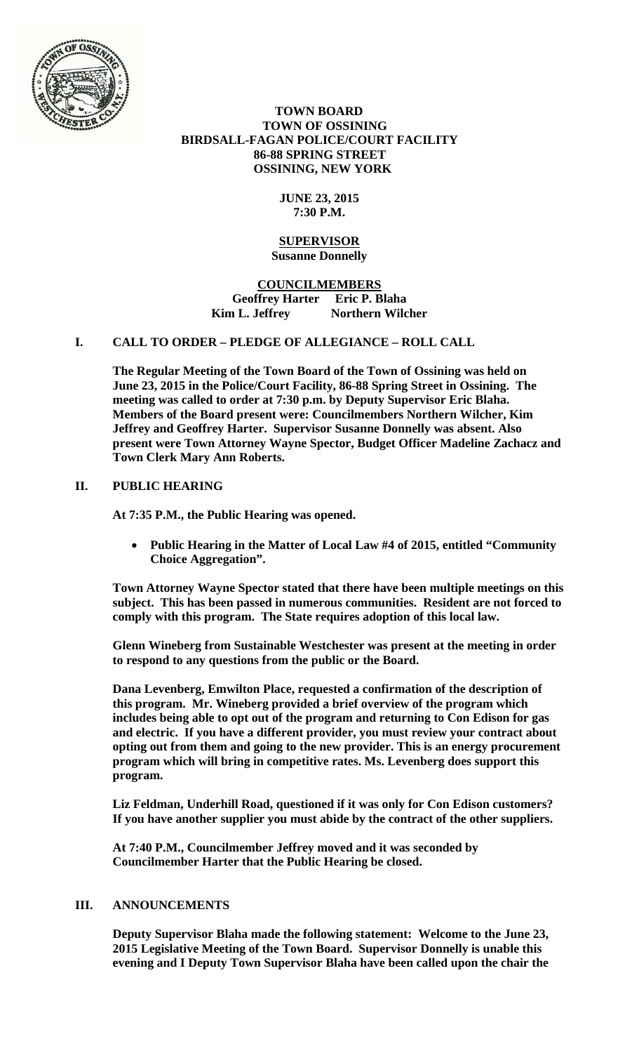# TOWN BOARD
## TOWN OF OSSINING
## BIRDSALL-FAGAN POLICE/COURT FACILITY
## 86-88 SPRING STREET
## OSSINING, NEW YORK

**JUNE 23, 2015**
**7:30 P.M.**

**SUPERVISOR**
**Susanne Donnelly**

**COUNCILMEMBERS**
**Geoffrey Harter Eric P. Blaha**
**Kim L. Jeffrey Northern Wilcher**

## I. CALL TO ORDER – PLEDGE OF ALLEGIANCE – ROLL CALL

**The Regular Meeting of the Town Board of the Town of Ossining was held on June 23, 2015 in the Police/Court Facility, 86-88 Spring Street in Ossining. The meeting was called to order at 7:30 p.m. by Deputy Supervisor Eric Blaha. Members of the Board present were: Councilmembers Northern Wilcher, Kim Jeffrey and Geoffrey Harter. Supervisor Susanne Donnelly was absent. Also present were Town Attorney Wayne Spector, Budget Officer Madeline Zachacz and Town Clerk Mary Ann Roberts.**

## II. PUBLIC HEARING

**At 7:35 P.M., the Public Hearing was opened.**

- **Public Hearing in the Matter of Local Law #4 of 2015, entitled "Community Choice Aggregation".**

**Town Attorney Wayne Spector stated that there have been multiple meetings on this subject. This has been passed in numerous communities. Resident are not forced to comply with this program. The State requires adoption of this local law.**

**Glenn Wineberg from Sustainable Westchester was present at the meeting in order to respond to any questions from the public or the Board.**

**Dana Levenberg, Emwilton Place, requested a confirmation of the description of this program. Mr. Wineberg provided a brief overview of the program which includes being able to opt out of the program and returning to Con Edison for gas and electric. If you have a different provider, you must review your contract about opting out from them and going to the new provider. This is an energy procurement program which will bring in competitive rates. Ms. Levenberg does support this program.**

**Liz Feldman, Underhill Road, questioned if it was only for Con Edison customers? If you have another supplier you must abide by the contract of the other suppliers.**

**At 7:40 P.M., Councilmember Jeffrey moved and it was seconded by Councilmember Harter that the Public Hearing be closed.**

## III. ANNOUNCEMENTS

**Deputy Supervisor Blaha made the following statement: Welcome to the June 23, 2015 Legislative Meeting of the Town Board. Supervisor Donnelly is unable this evening and I Deputy Town Supervisor Blaha have been called upon the chair the**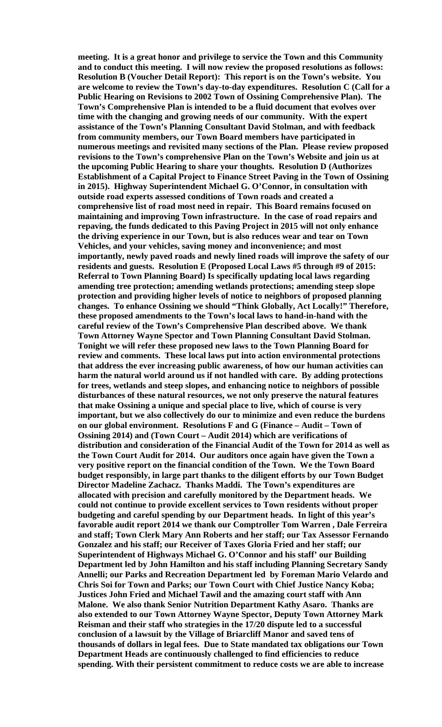**meeting. It is a great honor and privilege to service the Town and this Community and to conduct this meeting. I will now review the proposed resolutions as follows: Resolution B (Voucher Detail Report): This report is on the Town's website. You are welcome to review the Town's day-to-day expenditures. Resolution C (Call for a Public Hearing on Revisions to 2002 Town of Ossining Comprehensive Plan). The Town's Comprehensive Plan is intended to be a fluid document that evolves over time with the changing and growing needs of our community. With the expert assistance of the Town's Planning Consultant David Stolman, and with feedback from community members, our Town Board members have participated in numerous meetings and revisited many sections of the Plan. Please review proposed revisions to the Town's comprehensive Plan on the Town's Website and join us at the upcoming Public Hearing to share your thoughts. Resolution D (Authorizes Establishment of a Capital Project to Finance Street Paving in the Town of Ossining in 2015). Highway Superintendent Michael G. O'Connor, in consultation with outside road experts assessed conditions of Town roads and created a comprehensive list of road most need in repair. This Board remains focused on maintaining and improving Town infrastructure. In the case of road repairs and repaving, the funds dedicated to this Paving Project in 2015 will not only enhance the driving experience in our Town, but is also reduces wear and tear on Town Vehicles, and your vehicles, saving money and inconvenience; and most importantly, newly paved roads and newly lined roads will improve the safety of our residents and guests. Resolution E (Proposed Local Laws #5 through #9 of 2015: Referral to Town Planning Board) Is specifically updating local laws regarding amending tree protection; amending wetlands protections; amending steep slope protection and providing higher levels of notice to neighbors of proposed planning changes. To enhance Ossining we should "Think Globally, Act Locally!" Therefore, these proposed amendments to the Town's local laws to hand-in-hand with the careful review of the Town's Comprehensive Plan described above. We thank Town Attorney Wayne Spector and Town Planning Consultant David Stolman. Tonight we will refer these proposed new laws to the Town Planning Board for review and comments. These local laws put into action environmental protections that address the ever increasing public awareness, of how our human activities can harm the natural world around us if not handled with care. By adding protections for trees, wetlands and steep slopes, and enhancing notice to neighbors of possible disturbances of these natural resources, we not only preserve the natural features that make Ossining a unique and special place to live, which of course is very important, but we also collectively do our to minimize and even reduce the burdens on our global environment. Resolutions F and G (Finance – Audit – Town of Ossining 2014) and (Town Court – Audit 2014) which are verifications of distribution and consideration of the Financial Audit of the Town for 2014 as well as the Town Court Audit for 2014. Our auditors once again have given the Town a very positive report on the financial condition of the Town. We the Town Board budget responsibly, in large part thanks to the diligent efforts by our Town Budget Director Madeline Zachacz. Thanks Maddi. The Town's expenditures are allocated with precision and carefully monitored by the Department heads. We could not continue to provide excellent services to Town residents without proper budgeting and careful spending by our Department heads. In light of this year's favorable audit report 2014 we thank our Comptroller Tom Warren , Dale Ferreira and staff; Town Clerk Mary Ann Roberts and her staff; our Tax Assessor Fernando Gonzalez and his staff; our Receiver of Taxes Gloria Fried and her staff; our Superintendent of Highways Michael G. O'Connor and his staff' our Building Department led by John Hamilton and his staff including Planning Secretary Sandy Annelli; our Parks and Recreation Department led by Foreman Mario Velardo and Chris Soi for Town and Parks; our Town Court with Chief Justice Nancy Koba; Justices John Fried and Michael Tawil and the amazing court staff with Ann Malone. We also thank Senior Nutrition Department Kathy Asaro. Thanks are also extended to our Town Attorney Wayne Spector, Deputy Town Attorney Mark Reisman and their staff who strategies in the 17/20 dispute led to a successful conclusion of a lawsuit by the Village of Briarcliff Manor and saved tens of thousands of dollars in legal fees. Due to State mandated tax obligations our Town Department Heads are continuously challenged to find efficiencies to reduce spending. With their persistent commitment to reduce costs we are able to increase**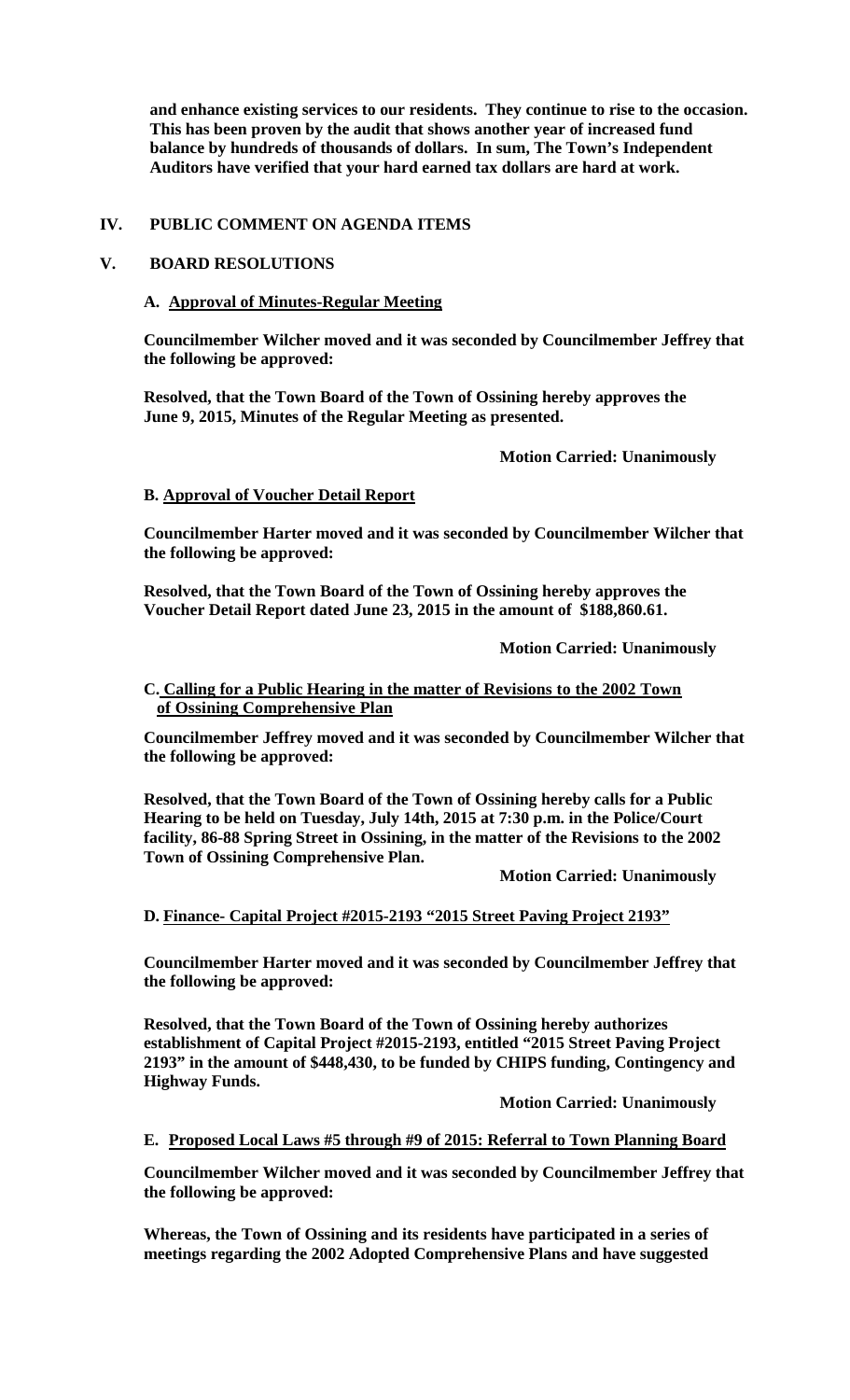**and enhance existing services to our residents. They continue to rise to the occasion. This has been proven by the audit that shows another year of increased fund balance by hundreds of thousands of dollars. In sum, The Town's Independent Auditors have verified that your hard earned tax dollars are hard at work.**

## IV. PUBLIC COMMENT ON AGENDA ITEMS

## V. BOARD RESOLUTIONS

### A. Approval of Minutes-Regular Meeting

**Councilmember Wilcher moved and it was seconded by Councilmember Jeffrey that the following be approved:**

**Resolved, that the Town Board of the Town of Ossining hereby approves the June 9, 2015, Minutes of the Regular Meeting as presented.**

**Motion Carried: Unanimously**

### B. Approval of Voucher Detail Report

**Councilmember Harter moved and it was seconded by Councilmember Wilcher that the following be approved:**

**Resolved, that the Town Board of the Town of Ossining hereby approves the Voucher Detail Report dated June 23, 2015 in the amount of $188,860.61.**

**Motion Carried: Unanimously**

### C. Calling for a Public Hearing in the matter of Revisions to the 2002 Town of Ossining Comprehensive Plan

**Councilmember Jeffrey moved and it was seconded by Councilmember Wilcher that the following be approved:**

**Resolved, that the Town Board of the Town of Ossining hereby calls for a Public Hearing to be held on Tuesday, July 14th, 2015 at 7:30 p.m. in the Police/Court facility, 86-88 Spring Street in Ossining, in the matter of the Revisions to the 2002 Town of Ossining Comprehensive Plan.**

**Motion Carried: Unanimously**

### D. Finance- Capital Project #2015-2193 "2015 Street Paving Project 2193"

**Councilmember Harter moved and it was seconded by Councilmember Jeffrey that the following be approved:**

**Resolved, that the Town Board of the Town of Ossining hereby authorizes establishment of Capital Project #2015-2193, entitled "2015 Street Paving Project 2193" in the amount of $448,430, to be funded by CHIPS funding, Contingency and Highway Funds.**

**Motion Carried: Unanimously**

### E. Proposed Local Laws #5 through #9 of 2015: Referral to Town Planning Board

**Councilmember Wilcher moved and it was seconded by Councilmember Jeffrey that the following be approved:**

**Whereas, the Town of Ossining and its residents have participated in a series of meetings regarding the 2002 Adopted Comprehensive Plans and have suggested**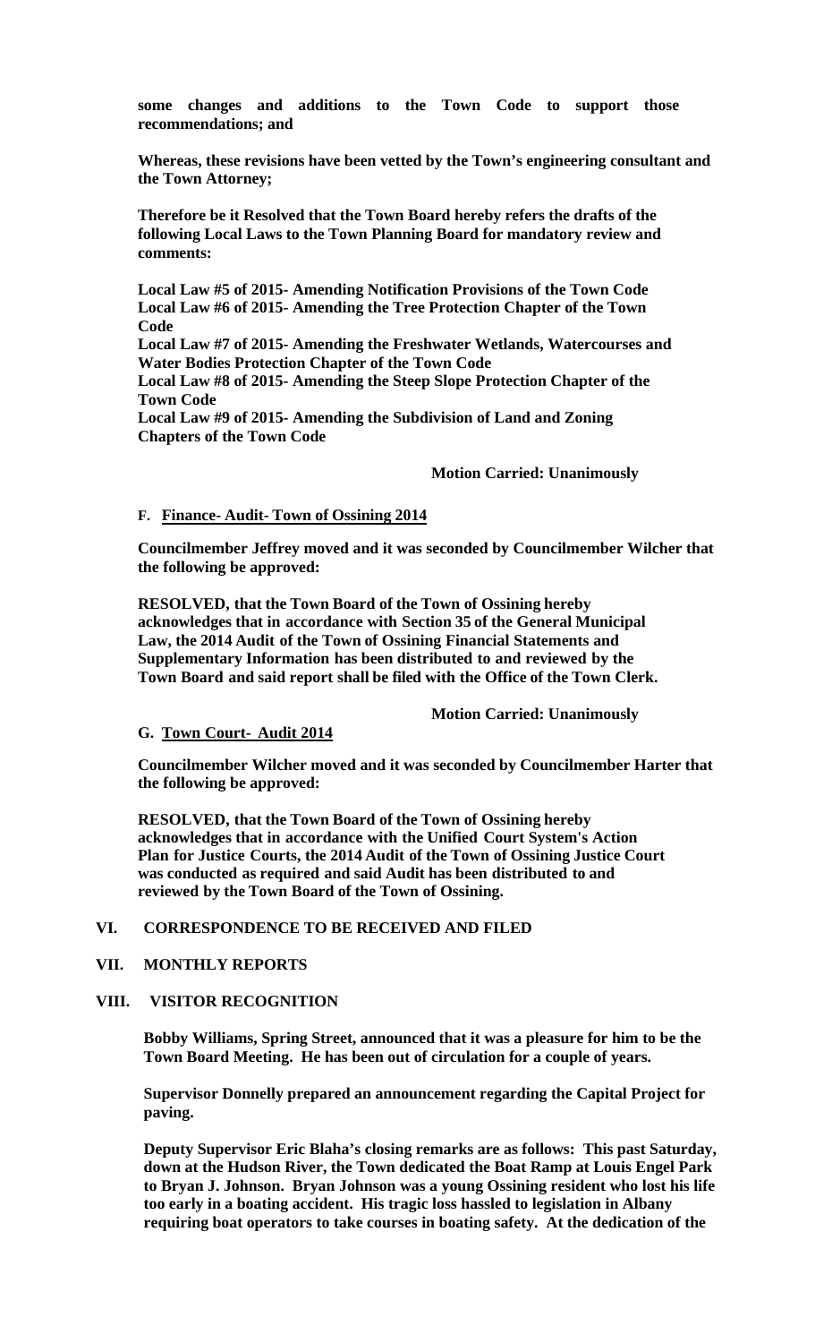**some changes and additions to the Town Code to support those recommendations; and**

**Whereas, these revisions have been vetted by the Town's engineering consultant and the Town Attorney;**

**Therefore be it Resolved that the Town Board hereby refers the drafts of the following Local Laws to the Town Planning Board for mandatory review and comments:**

**Local Law #5 of 2015- Amending Notification Provisions of the Town Code**
**Local Law #6 of 2015- Amending the Tree Protection Chapter of the Town Code**
**Local Law #7 of 2015- Amending the Freshwater Wetlands, Watercourses and Water Bodies Protection Chapter of the Town Code**
**Local Law #8 of 2015- Amending the Steep Slope Protection Chapter of the Town Code**
**Local Law #9 of 2015- Amending the Subdivision of Land and Zoning Chapters of the Town Code**

**Motion Carried: Unanimously**

**F. Finance- Audit- Town of Ossining 2014**

**Councilmember Jeffrey moved and it was seconded by Councilmember Wilcher that the following be approved:**

**RESOLVED, that the Town Board of the Town of Ossining hereby acknowledges that in accordance with Section 35 of the General Municipal Law, the 2014 Audit of the Town of Ossining Financial Statements and Supplementary Information has been distributed to and reviewed by the Town Board and said report shall be filed with the Office of the Town Clerk.**

**Motion Carried: Unanimously**

**G. Town Court- Audit 2014**

**Councilmember Wilcher moved and it was seconded by Councilmember Harter that the following be approved:**

**RESOLVED, that the Town Board of the Town of Ossining hereby acknowledges that in accordance with the Unified Court System's Action Plan for Justice Courts, the 2014 Audit of the Town of Ossining Justice Court was conducted as required and said Audit has been distributed to and reviewed by the Town Board of the Town of Ossining.**

## VI. CORRESPONDENCE TO BE RECEIVED AND FILED

## VII. MONTHLY REPORTS

## VIII. VISITOR RECOGNITION

**Bobby Williams, Spring Street, announced that it was a pleasure for him to be the Town Board Meeting. He has been out of circulation for a couple of years.**

**Supervisor Donnelly prepared an announcement regarding the Capital Project for paving.**

**Deputy Supervisor Eric Blaha's closing remarks are as follows: This past Saturday, down at the Hudson River, the Town dedicated the Boat Ramp at Louis Engel Park to Bryan J. Johnson. Bryan Johnson was a young Ossining resident who lost his life too early in a boating accident. His tragic loss hassled to legislation in Albany requiring boat operators to take courses in boating safety. At the dedication of the**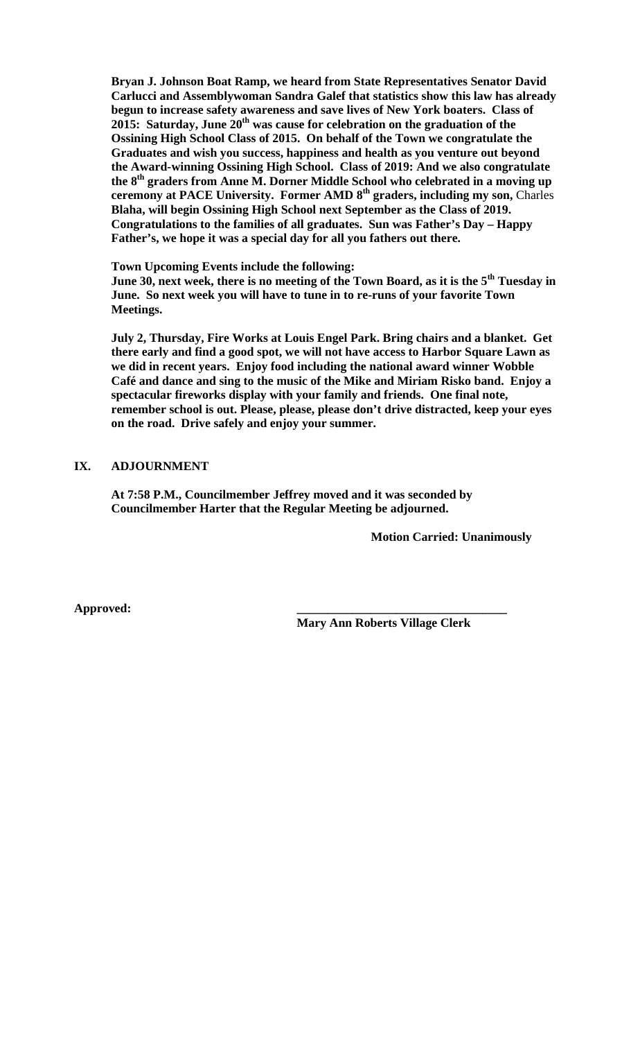**Bryan J. Johnson Boat Ramp, we heard from State Representatives Senator David Carlucci and Assemblywoman Sandra Galef that statistics show this law has already begun to increase safety awareness and save lives of New York boaters. Class of 2015: Saturday, June 20th was cause for celebration on the graduation of the Ossining High School Class of 2015. On behalf of the Town we congratulate the Graduates and wish you success, happiness and health as you venture out beyond the Award-winning Ossining High School. Class of 2019: And we also congratulate the 8th graders from Anne M. Dorner Middle School who celebrated in a moving up ceremony at PACE University. Former AMD 8th graders, including my son,** Charles **Blaha, will begin Ossining High School next September as the Class of 2019. Congratulations to the families of all graduates. Sun was Father's Day – Happy Father's, we hope it was a special day for all you fathers out there.**

**Town Upcoming Events include the following:**
**June 30, next week, there is no meeting of the Town Board, as it is the 5th Tuesday in June. So next week you will have to tune in to re-runs of your favorite Town Meetings.**

**July 2, Thursday, Fire Works at Louis Engel Park. Bring chairs and a blanket. Get there early and find a good spot, we will not have access to Harbor Square Lawn as we did in recent years. Enjoy food including the national award winner Wobble Café and dance and sing to the music of the Mike and Miriam Risko band. Enjoy a spectacular fireworks display with your family and friends. One final note, remember school is out. Please, please, please don't drive distracted, keep your eyes on the road. Drive safely and enjoy your summer.**

## IX. ADJOURNMENT

**At 7:58 P.M., Councilmember Jeffrey moved and it was seconded by Councilmember Harter that the Regular Meeting be adjourned.**

**Motion Carried: Unanimously**

**Approved:** ________________________________

**Mary Ann Roberts Village Clerk**